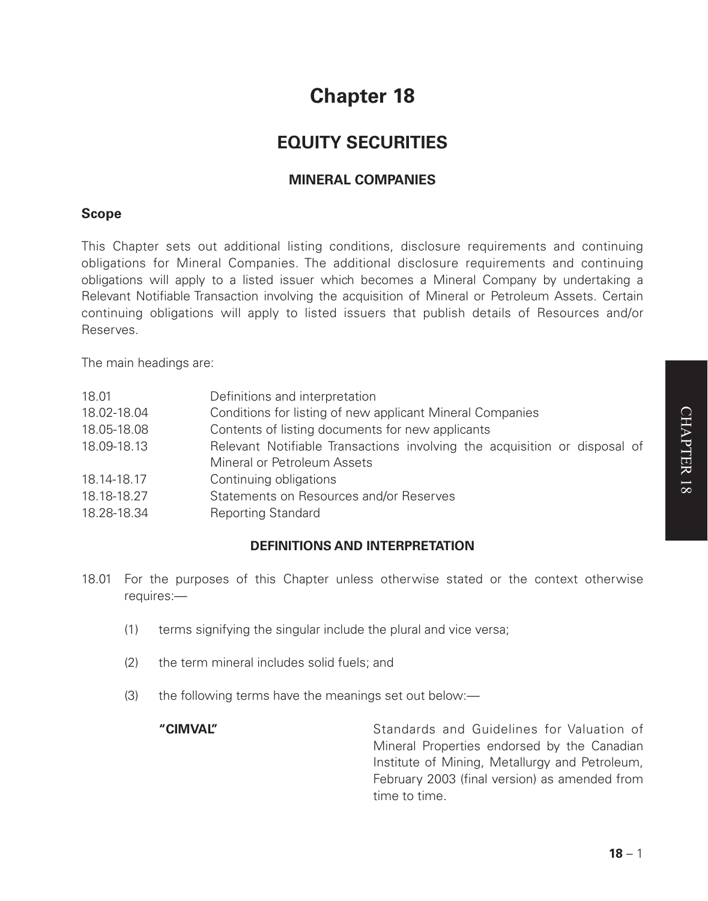# Chapter 18

## EQUITY SECURITIES

### MINERAL COMPANIES

### Scope

This Chapter sets out additional listing conditions, disclosure requirements and continuing obligations for Mineral Companies. The additional disclosure requirements and continuing obligations will apply to a listed issuer which becomes a Mineral Company by undertaking a Relevant Notifiable Transaction involving the acquisition of Mineral or Petroleum Assets. Certain continuing obligations will apply to listed issuers that publish details of Resources and/or Reserves.

The main headings are:

| | |
|---|---|
| 18.01 | Definitions and interpretation |
| 18.02-18.04 | Conditions for listing of new applicant Mineral Companies |
| 18.05-18.08 | Contents of listing documents for new applicants |
| 18.09-18.13 | Relevant Notifiable Transactions involving the acquisition or disposal of Mineral or Petroleum Assets |
| 18.14-18.17 | Continuing obligations |
| 18.18-18.27 | Statements on Resources and/or Reserves |
| 18.28-18.34 | Reporting Standard |

### DEFINITIONS AND INTERPRETATION

18.01 For the purposes of this Chapter unless otherwise stated or the context otherwise requires:—

(1) terms signifying the singular include the plural and vice versa;

(2) the term mineral includes solid fuels; and

(3) the following terms have the meanings set out below:—

**"CIMVAL"** Standards and Guidelines for Valuation of Mineral Properties endorsed by the Canadian Institute of Mining, Metallurgy and Petroleum, February 2003 (final version) as amended from time to time.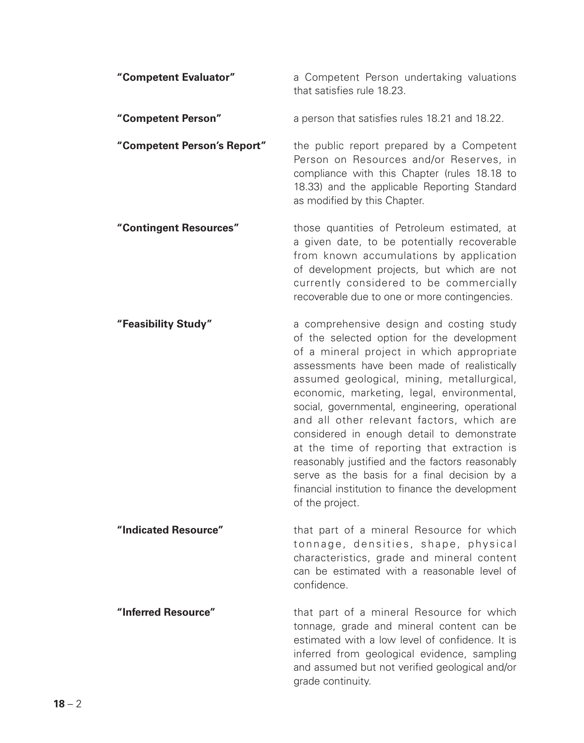**"Competent Evaluator"** a Competent Person undertaking valuations that satisfies rule 18.23.

**"Competent Person"** a person that satisfies rules 18.21 and 18.22.

**"Competent Person's Report"** the public report prepared by a Competent Person on Resources and/or Reserves, in compliance with this Chapter (rules 18.18 to 18.33) and the applicable Reporting Standard as modified by this Chapter.

**"Contingent Resources"** those quantities of Petroleum estimated, at a given date, to be potentially recoverable from known accumulations by application of development projects, but which are not currently considered to be commercially recoverable due to one or more contingencies.

**"Feasibility Study"** a comprehensive design and costing study of the selected option for the development of a mineral project in which appropriate assessments have been made of realistically assumed geological, mining, metallurgical, economic, marketing, legal, environmental, social, governmental, engineering, operational and all other relevant factors, which are considered in enough detail to demonstrate at the time of reporting that extraction is reasonably justified and the factors reasonably serve as the basis for a final decision by a financial institution to finance the development of the project.

**"Indicated Resource"** that part of a mineral Resource for which tonnage, densities, shape, physical characteristics, grade and mineral content can be estimated with a reasonable level of confidence.

**"Inferred Resource"** that part of a mineral Resource for which tonnage, grade and mineral content can be estimated with a low level of confidence. It is inferred from geological evidence, sampling and assumed but not verified geological and/or grade continuity.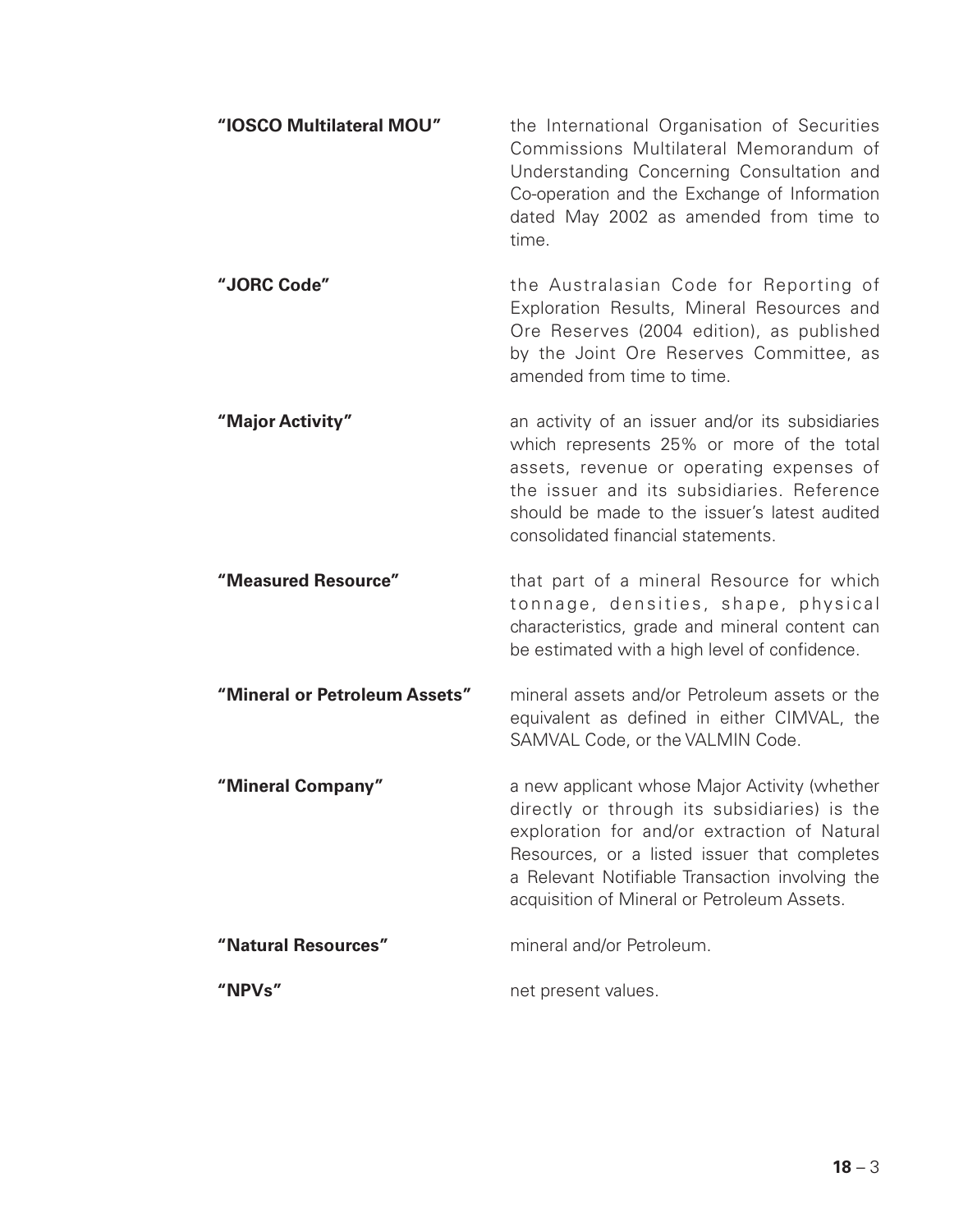**"IOSCO Multilateral MOU"** the International Organisation of Securities Commissions Multilateral Memorandum of Understanding Concerning Consultation and Co-operation and the Exchange of Information dated May 2002 as amended from time to time.

**"JORC Code"** the Australasian Code for Reporting of Exploration Results, Mineral Resources and Ore Reserves (2004 edition), as published by the Joint Ore Reserves Committee, as amended from time to time.

**"Major Activity"** an activity of an issuer and/or its subsidiaries which represents 25% or more of the total assets, revenue or operating expenses of the issuer and its subsidiaries. Reference should be made to the issuer's latest audited consolidated financial statements.

**"Measured Resource"** that part of a mineral Resource for which tonnage, densities, shape, physical characteristics, grade and mineral content can be estimated with a high level of confidence.

**"Mineral or Petroleum Assets"** mineral assets and/or Petroleum assets or the equivalent as defined in either CIMVAL, the SAMVAL Code, or the VALMIN Code.

**"Mineral Company"** a new applicant whose Major Activity (whether directly or through its subsidiaries) is the exploration for and/or extraction of Natural Resources, or a listed issuer that completes a Relevant Notifiable Transaction involving the acquisition of Mineral or Petroleum Assets.

**"Natural Resources"** mineral and/or Petroleum.

**"NPVs"** net present values.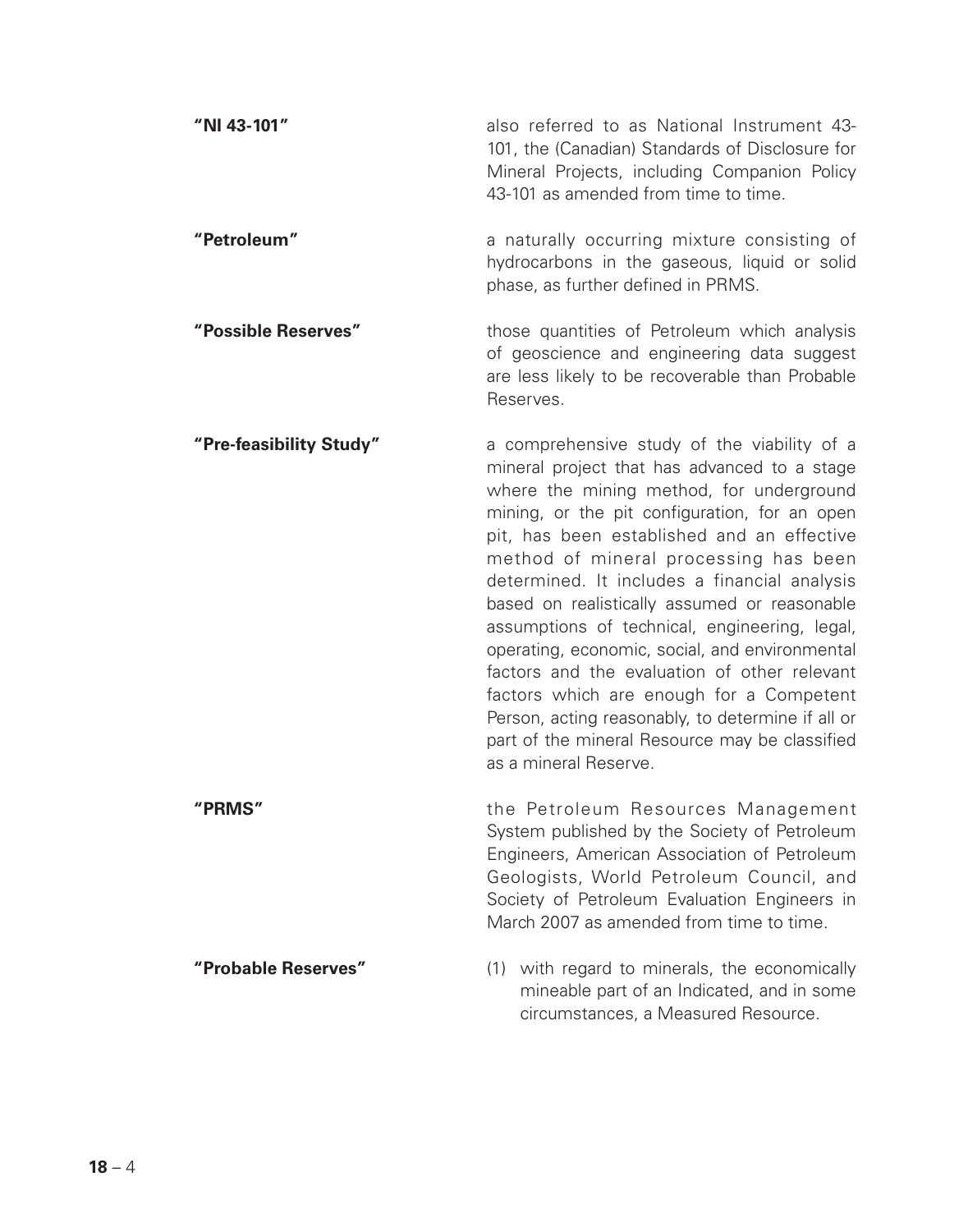| | |
|---|---|
| **"NI 43-101"** | also referred to as National Instrument 43-101, the (Canadian) Standards of Disclosure for Mineral Projects, including Companion Policy 43-101 as amended from time to time. |
| **"Petroleum"** | a naturally occurring mixture consisting of hydrocarbons in the gaseous, liquid or solid phase, as further defined in PRMS. |
| **"Possible Reserves"** | those quantities of Petroleum which analysis of geoscience and engineering data suggest are less likely to be recoverable than Probable Reserves. |
| **"Pre-feasibility Study"** | a comprehensive study of the viability of a mineral project that has advanced to a stage where the mining method, for underground mining, or the pit configuration, for an open pit, has been established and an effective method of mineral processing has been determined. It includes a financial analysis based on realistically assumed or reasonable assumptions of technical, engineering, legal, operating, economic, social, and environmental factors and the evaluation of other relevant factors which are enough for a Competent Person, acting reasonably, to determine if all or part of the mineral Resource may be classified as a mineral Reserve. |
| **"PRMS"** | the Petroleum Resources Management System published by the Society of Petroleum Engineers, American Association of Petroleum Geologists, World Petroleum Council, and Society of Petroleum Evaluation Engineers in March 2007 as amended from time to time. |
| **"Probable Reserves"** | (1) with regard to minerals, the economically mineable part of an Indicated, and in some circumstances, a Measured Resource. |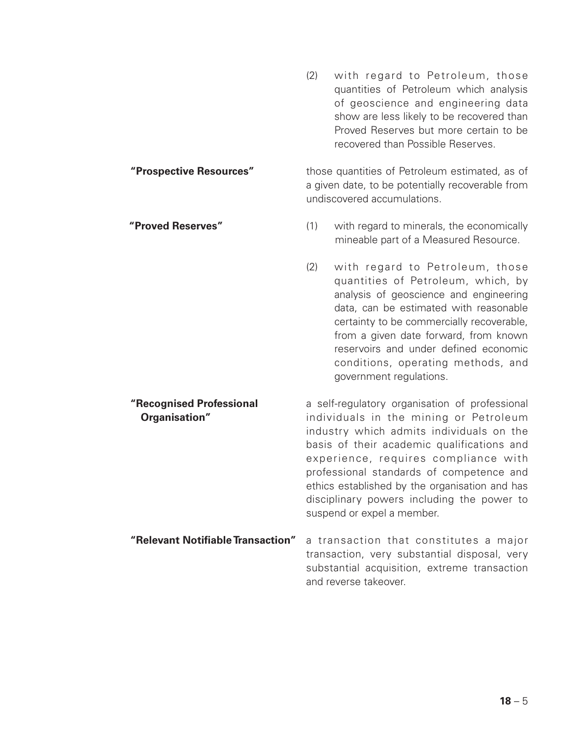(2) with regard to Petroleum, those quantities of Petroleum which analysis of geoscience and engineering data show are less likely to be recovered than Proved Reserves but more certain to be recovered than Possible Reserves.

**"Prospective Resources"** those quantities of Petroleum estimated, as of a given date, to be potentially recoverable from undiscovered accumulations.

**"Proved Reserves"**

(1) with regard to minerals, the economically mineable part of a Measured Resource.

(2) with regard to Petroleum, those quantities of Petroleum, which, by analysis of geoscience and engineering data, can be estimated with reasonable certainty to be commercially recoverable, from a given date forward, from known reservoirs and under defined economic conditions, operating methods, and government regulations.

**"Recognised Professional Organisation"** a self-regulatory organisation of professional individuals in the mining or Petroleum industry which admits individuals on the basis of their academic qualifications and experience, requires compliance with professional standards of competence and ethics established by the organisation and has disciplinary powers including the power to suspend or expel a member.

**"Relevant Notifiable Transaction"** a transaction that constitutes a major transaction, very substantial disposal, very substantial acquisition, extreme transaction and reverse takeover.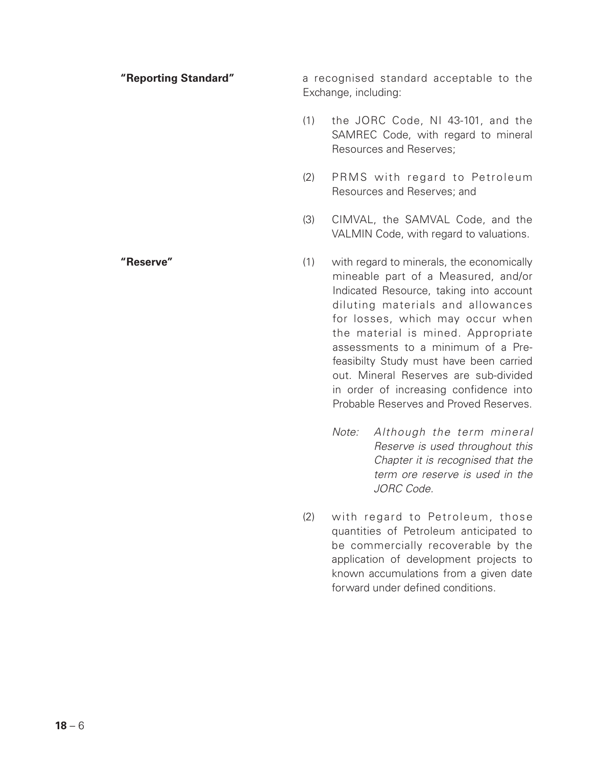**"Reporting Standard"** a recognised standard acceptable to the Exchange, including:

(1) the JORC Code, NI 43-101, and the SAMREC Code, with regard to mineral Resources and Reserves;

(2) PRMS with regard to Petroleum Resources and Reserves; and

(3) CIMVAL, the SAMVAL Code, and the VALMIN Code, with regard to valuations.

**"Reserve"**

(1) with regard to minerals, the economically mineable part of a Measured, and/or Indicated Resource, taking into account diluting materials and allowances for losses, which may occur when the material is mined. Appropriate assessments to a minimum of a Pre-feasibilty Study must have been carried out. Mineral Reserves are sub-divided in order of increasing confidence into Probable Reserves and Proved Reserves.

*Note: Although the term mineral Reserve is used throughout this Chapter it is recognised that the term ore reserve is used in the JORC Code.*

(2) with regard to Petroleum, those quantities of Petroleum anticipated to be commercially recoverable by the application of development projects to known accumulations from a given date forward under defined conditions.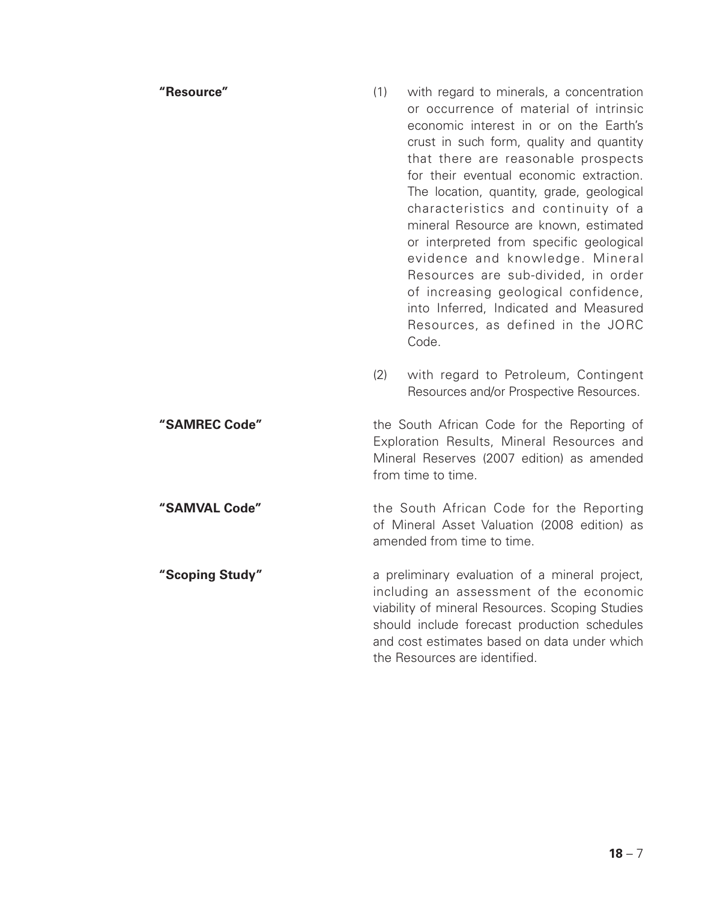**"Resource"**

(1) with regard to minerals, a concentration or occurrence of material of intrinsic economic interest in or on the Earth's crust in such form, quality and quantity that there are reasonable prospects for their eventual economic extraction. The location, quantity, grade, geological characteristics and continuity of a mineral Resource are known, estimated or interpreted from specific geological evidence and knowledge. Mineral Resources are sub-divided, in order of increasing geological confidence, into Inferred, Indicated and Measured Resources, as defined in the JORC Code.

(2) with regard to Petroleum, Contingent Resources and/or Prospective Resources.

**"SAMREC Code"**

the South African Code for the Reporting of Exploration Results, Mineral Resources and Mineral Reserves (2007 edition) as amended from time to time.

**"SAMVAL Code"**

the South African Code for the Reporting of Mineral Asset Valuation (2008 edition) as amended from time to time.

**"Scoping Study"**

a preliminary evaluation of a mineral project, including an assessment of the economic viability of mineral Resources. Scoping Studies should include forecast production schedules and cost estimates based on data under which the Resources are identified.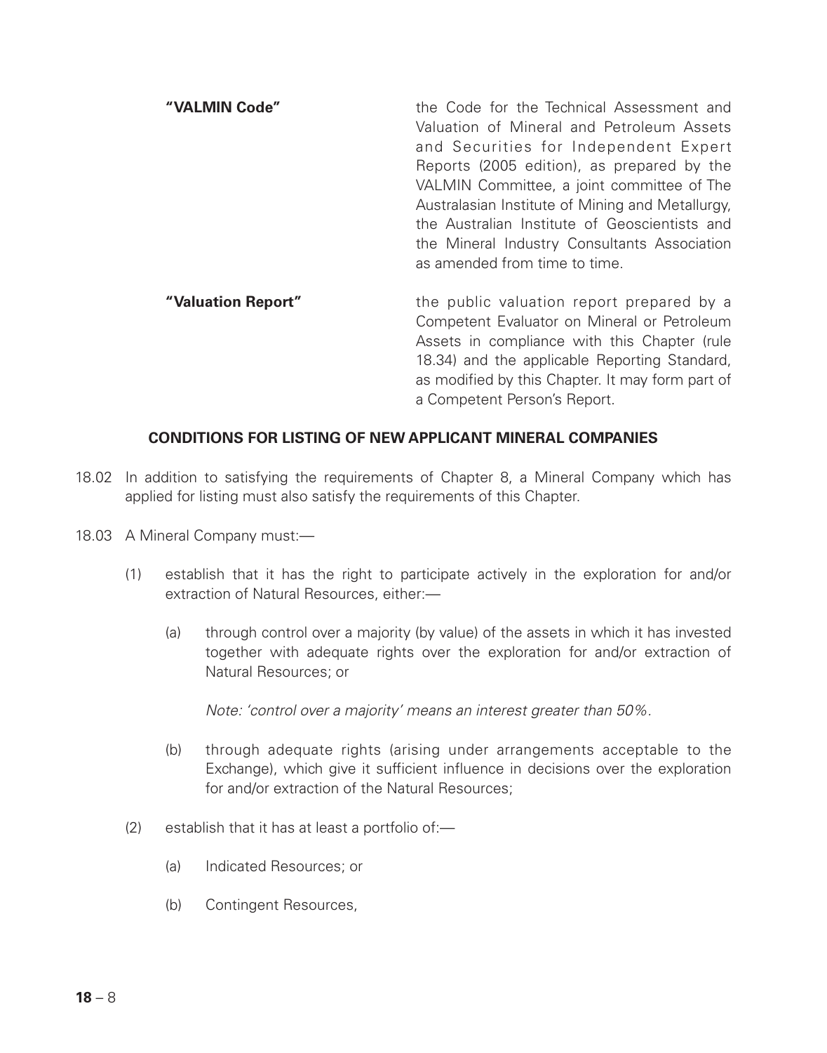**"VALMIN Code"** the Code for the Technical Assessment and Valuation of Mineral and Petroleum Assets and Securities for Independent Expert Reports (2005 edition), as prepared by the VALMIN Committee, a joint committee of The Australasian Institute of Mining and Metallurgy, the Australian Institute of Geoscientists and the Mineral Industry Consultants Association as amended from time to time.

**"Valuation Report"** the public valuation report prepared by a Competent Evaluator on Mineral or Petroleum Assets in compliance with this Chapter (rule 18.34) and the applicable Reporting Standard, as modified by this Chapter. It may form part of a Competent Person's Report.

## CONDITIONS FOR LISTING OF NEW APPLICANT MINERAL COMPANIES

18.02 In addition to satisfying the requirements of Chapter 8, a Mineral Company which has applied for listing must also satisfy the requirements of this Chapter.

18.03 A Mineral Company must:—

(1) establish that it has the right to participate actively in the exploration for and/or extraction of Natural Resources, either:—

(a) through control over a majority (by value) of the assets in which it has invested together with adequate rights over the exploration for and/or extraction of Natural Resources; or

*Note: 'control over a majority' means an interest greater than 50%.*

(b) through adequate rights (arising under arrangements acceptable to the Exchange), which give it sufficient influence in decisions over the exploration for and/or extraction of the Natural Resources;

(2) establish that it has at least a portfolio of:—

(a) Indicated Resources; or

(b) Contingent Resources,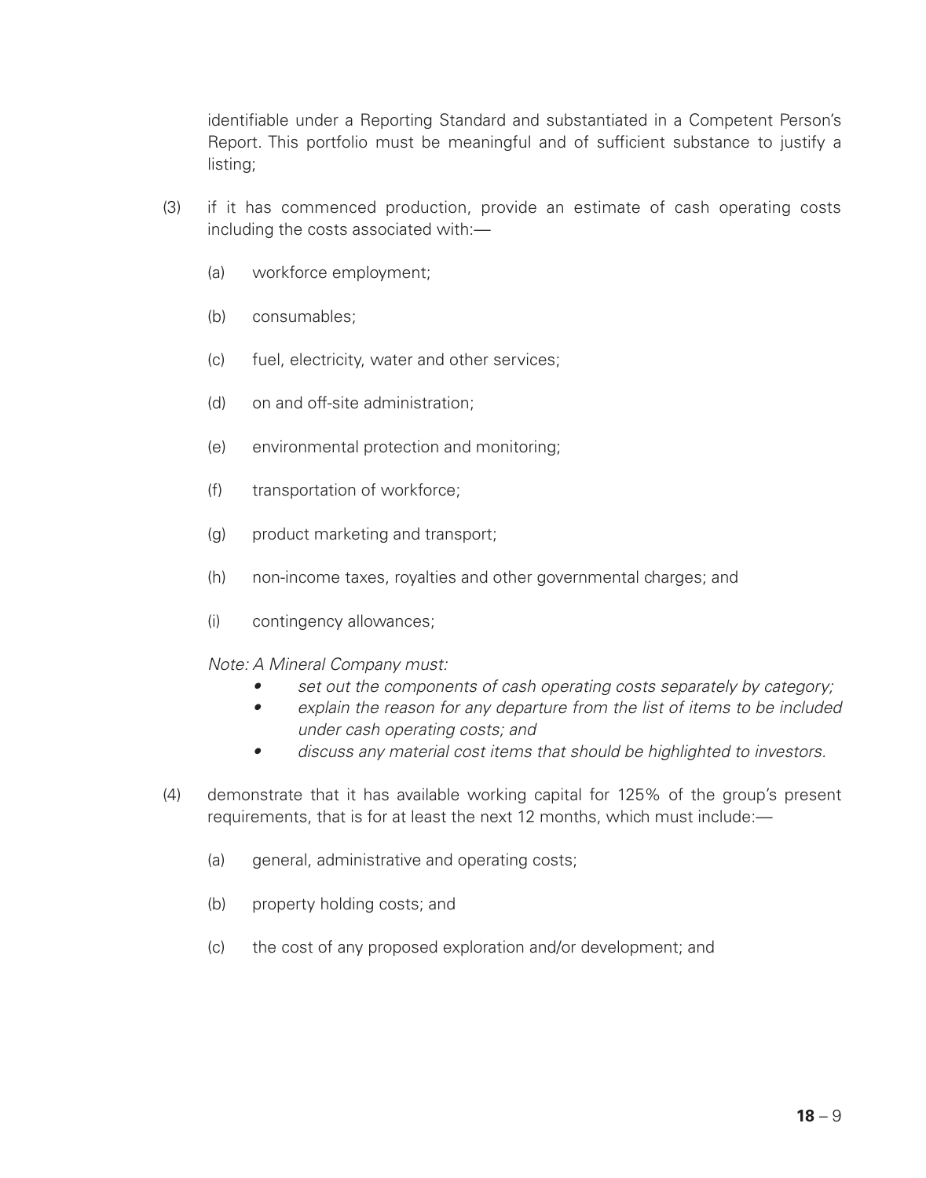identifiable under a Reporting Standard and substantiated in a Competent Person's Report. This portfolio must be meaningful and of sufficient substance to justify a listing;

(3) if it has commenced production, provide an estimate of cash operating costs including the costs associated with:—

  (a) workforce employment;

  (b) consumables;

  (c) fuel, electricity, water and other services;

  (d) on and off-site administration;

  (e) environmental protection and monitoring;

  (f) transportation of workforce;

  (g) product marketing and transport;

  (h) non-income taxes, royalties and other governmental charges; and

  (i) contingency allowances;

  *Note: A Mineral Company must:*

  - *set out the components of cash operating costs separately by category;*
  - *explain the reason for any departure from the list of items to be included under cash operating costs; and*
  - *discuss any material cost items that should be highlighted to investors.*

(4) demonstrate that it has available working capital for 125% of the group's present requirements, that is for at least the next 12 months, which must include:—

  (a) general, administrative and operating costs;

  (b) property holding costs; and

  (c) the cost of any proposed exploration and/or development; and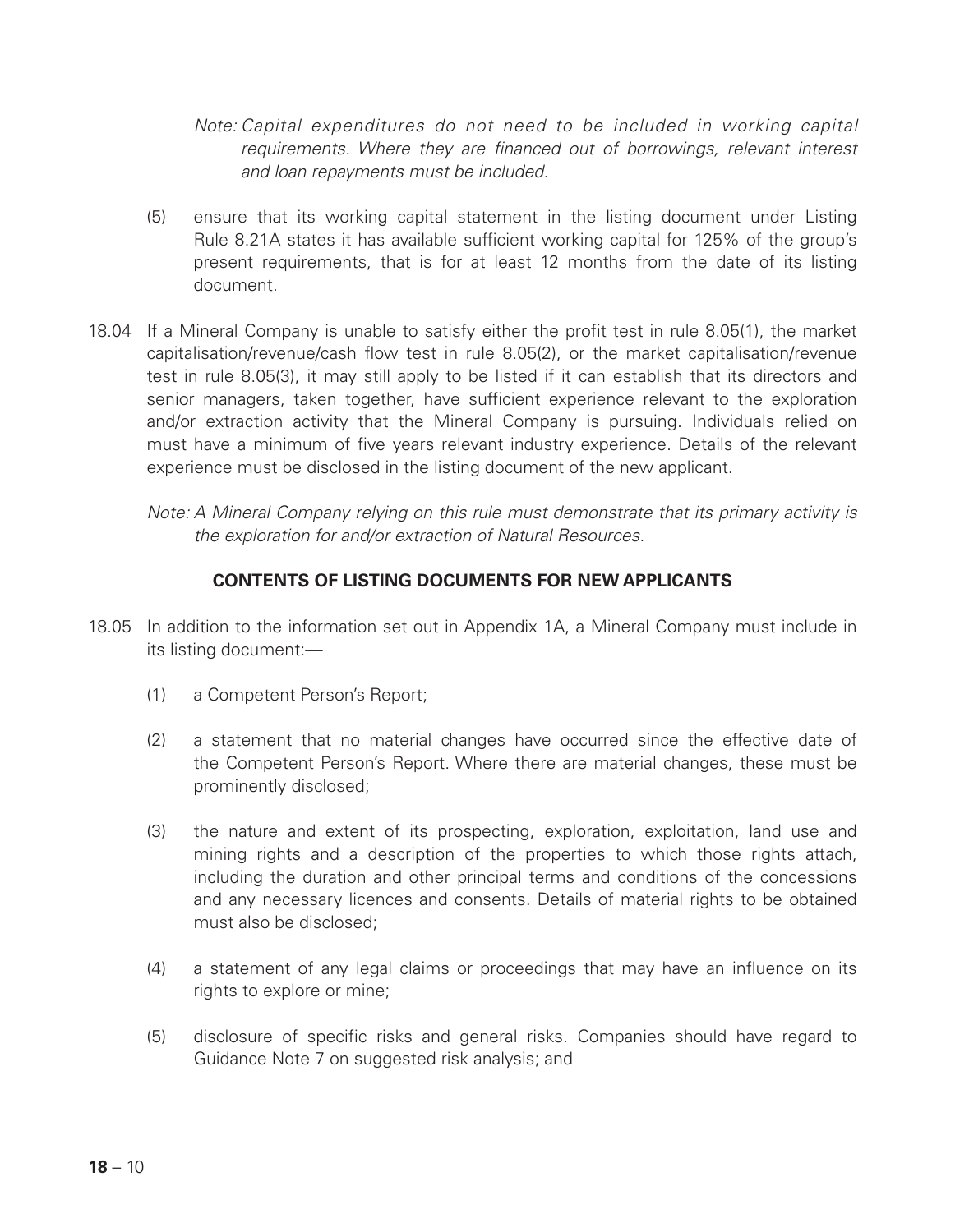*Note: Capital expenditures do not need to be included in working capital requirements. Where they are financed out of borrowings, relevant interest and loan repayments must be included.*

(5) ensure that its working capital statement in the listing document under Listing Rule 8.21A states it has available sufficient working capital for 125% of the group's present requirements, that is for at least 12 months from the date of its listing document.

18.04 If a Mineral Company is unable to satisfy either the profit test in rule 8.05(1), the market capitalisation/revenue/cash flow test in rule 8.05(2), or the market capitalisation/revenue test in rule 8.05(3), it may still apply to be listed if it can establish that its directors and senior managers, taken together, have sufficient experience relevant to the exploration and/or extraction activity that the Mineral Company is pursuing. Individuals relied on must have a minimum of five years relevant industry experience. Details of the relevant experience must be disclosed in the listing document of the new applicant.

*Note: A Mineral Company relying on this rule must demonstrate that its primary activity is the exploration for and/or extraction of Natural Resources.*

## CONTENTS OF LISTING DOCUMENTS FOR NEW APPLICANTS

18.05 In addition to the information set out in Appendix 1A, a Mineral Company must include in its listing document:—

(1) a Competent Person's Report;

(2) a statement that no material changes have occurred since the effective date of the Competent Person's Report. Where there are material changes, these must be prominently disclosed;

(3) the nature and extent of its prospecting, exploration, exploitation, land use and mining rights and a description of the properties to which those rights attach, including the duration and other principal terms and conditions of the concessions and any necessary licences and consents. Details of material rights to be obtained must also be disclosed;

(4) a statement of any legal claims or proceedings that may have an influence on its rights to explore or mine;

(5) disclosure of specific risks and general risks. Companies should have regard to Guidance Note 7 on suggested risk analysis; and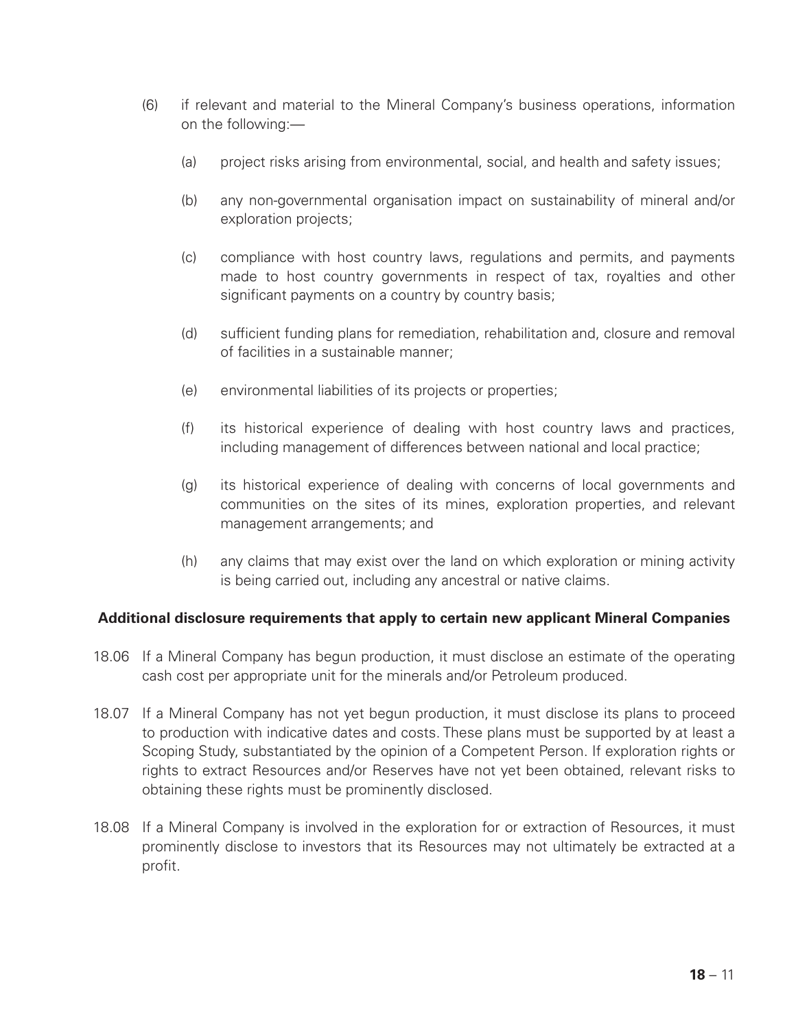(6) if relevant and material to the Mineral Company's business operations, information on the following:—

  (a) project risks arising from environmental, social, and health and safety issues;

  (b) any non-governmental organisation impact on sustainability of mineral and/or exploration projects;

  (c) compliance with host country laws, regulations and permits, and payments made to host country governments in respect of tax, royalties and other significant payments on a country by country basis;

  (d) sufficient funding plans for remediation, rehabilitation and, closure and removal of facilities in a sustainable manner;

  (e) environmental liabilities of its projects or properties;

  (f) its historical experience of dealing with host country laws and practices, including management of differences between national and local practice;

  (g) its historical experience of dealing with concerns of local governments and communities on the sites of its mines, exploration properties, and relevant management arrangements; and

  (h) any claims that may exist over the land on which exploration or mining activity is being carried out, including any ancestral or native claims.

**Additional disclosure requirements that apply to certain new applicant Mineral Companies**

18.06 If a Mineral Company has begun production, it must disclose an estimate of the operating cash cost per appropriate unit for the minerals and/or Petroleum produced.

18.07 If a Mineral Company has not yet begun production, it must disclose its plans to proceed to production with indicative dates and costs. These plans must be supported by at least a Scoping Study, substantiated by the opinion of a Competent Person. If exploration rights or rights to extract Resources and/or Reserves have not yet been obtained, relevant risks to obtaining these rights must be prominently disclosed.

18.08 If a Mineral Company is involved in the exploration for or extraction of Resources, it must prominently disclose to investors that its Resources may not ultimately be extracted at a profit.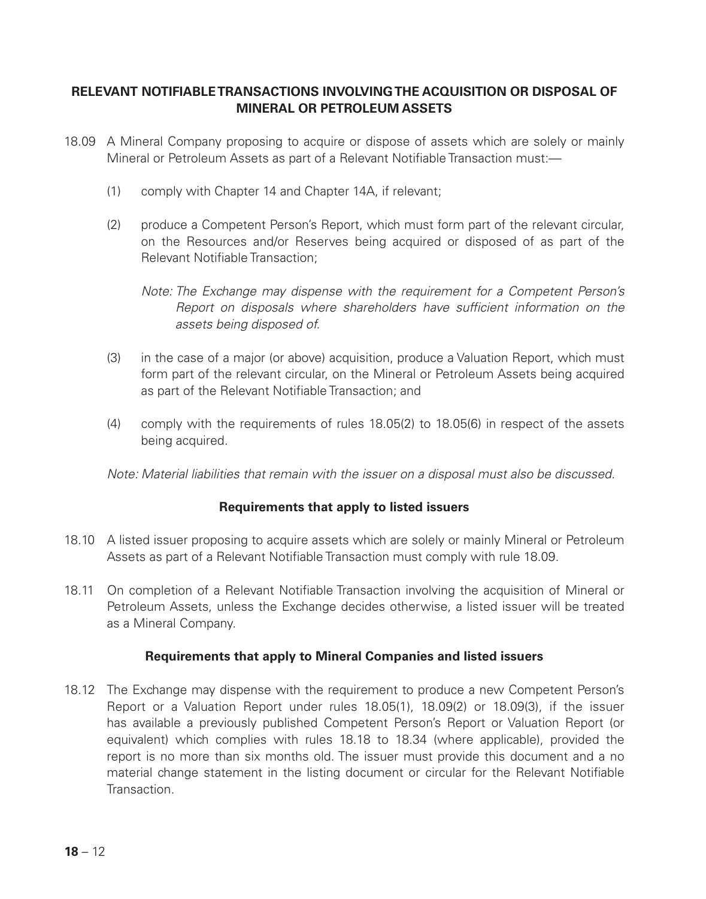## RELEVANT NOTIFIABLE TRANSACTIONS INVOLVING THE ACQUISITION OR DISPOSAL OF MINERAL OR PETROLEUM ASSETS

18.09 A Mineral Company proposing to acquire or dispose of assets which are solely or mainly Mineral or Petroleum Assets as part of a Relevant Notifiable Transaction must:—

(1) comply with Chapter 14 and Chapter 14A, if relevant;

(2) produce a Competent Person's Report, which must form part of the relevant circular, on the Resources and/or Reserves being acquired or disposed of as part of the Relevant Notifiable Transaction;

*Note: The Exchange may dispense with the requirement for a Competent Person's Report on disposals where shareholders have sufficient information on the assets being disposed of.*

(3) in the case of a major (or above) acquisition, produce a Valuation Report, which must form part of the relevant circular, on the Mineral or Petroleum Assets being acquired as part of the Relevant Notifiable Transaction; and

(4) comply with the requirements of rules 18.05(2) to 18.05(6) in respect of the assets being acquired.

*Note: Material liabilities that remain with the issuer on a disposal must also be discussed.*

### Requirements that apply to listed issuers

18.10 A listed issuer proposing to acquire assets which are solely or mainly Mineral or Petroleum Assets as part of a Relevant Notifiable Transaction must comply with rule 18.09.

18.11 On completion of a Relevant Notifiable Transaction involving the acquisition of Mineral or Petroleum Assets, unless the Exchange decides otherwise, a listed issuer will be treated as a Mineral Company.

### Requirements that apply to Mineral Companies and listed issuers

18.12 The Exchange may dispense with the requirement to produce a new Competent Person's Report or a Valuation Report under rules 18.05(1), 18.09(2) or 18.09(3), if the issuer has available a previously published Competent Person's Report or Valuation Report (or equivalent) which complies with rules 18.18 to 18.34 (where applicable), provided the report is no more than six months old. The issuer must provide this document and a no material change statement in the listing document or circular for the Relevant Notifiable Transaction.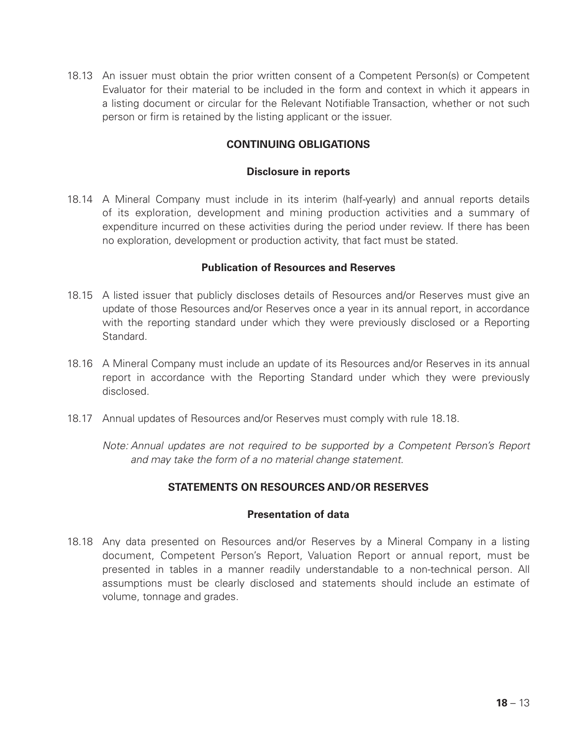18.13 An issuer must obtain the prior written consent of a Competent Person(s) or Competent Evaluator for their material to be included in the form and context in which it appears in a listing document or circular for the Relevant Notifiable Transaction, whether or not such person or firm is retained by the listing applicant or the issuer.

## CONTINUING OBLIGATIONS

### Disclosure in reports

18.14 A Mineral Company must include in its interim (half-yearly) and annual reports details of its exploration, development and mining production activities and a summary of expenditure incurred on these activities during the period under review. If there has been no exploration, development or production activity, that fact must be stated.

### Publication of Resources and Reserves

18.15 A listed issuer that publicly discloses details of Resources and/or Reserves must give an update of those Resources and/or Reserves once a year in its annual report, in accordance with the reporting standard under which they were previously disclosed or a Reporting Standard.

18.16 A Mineral Company must include an update of its Resources and/or Reserves in its annual report in accordance with the Reporting Standard under which they were previously disclosed.

18.17 Annual updates of Resources and/or Reserves must comply with rule 18.18.

*Note: Annual updates are not required to be supported by a Competent Person's Report and may take the form of a no material change statement.*

## STATEMENTS ON RESOURCES AND/OR RESERVES

### Presentation of data

18.18 Any data presented on Resources and/or Reserves by a Mineral Company in a listing document, Competent Person's Report, Valuation Report or annual report, must be presented in tables in a manner readily understandable to a non-technical person. All assumptions must be clearly disclosed and statements should include an estimate of volume, tonnage and grades.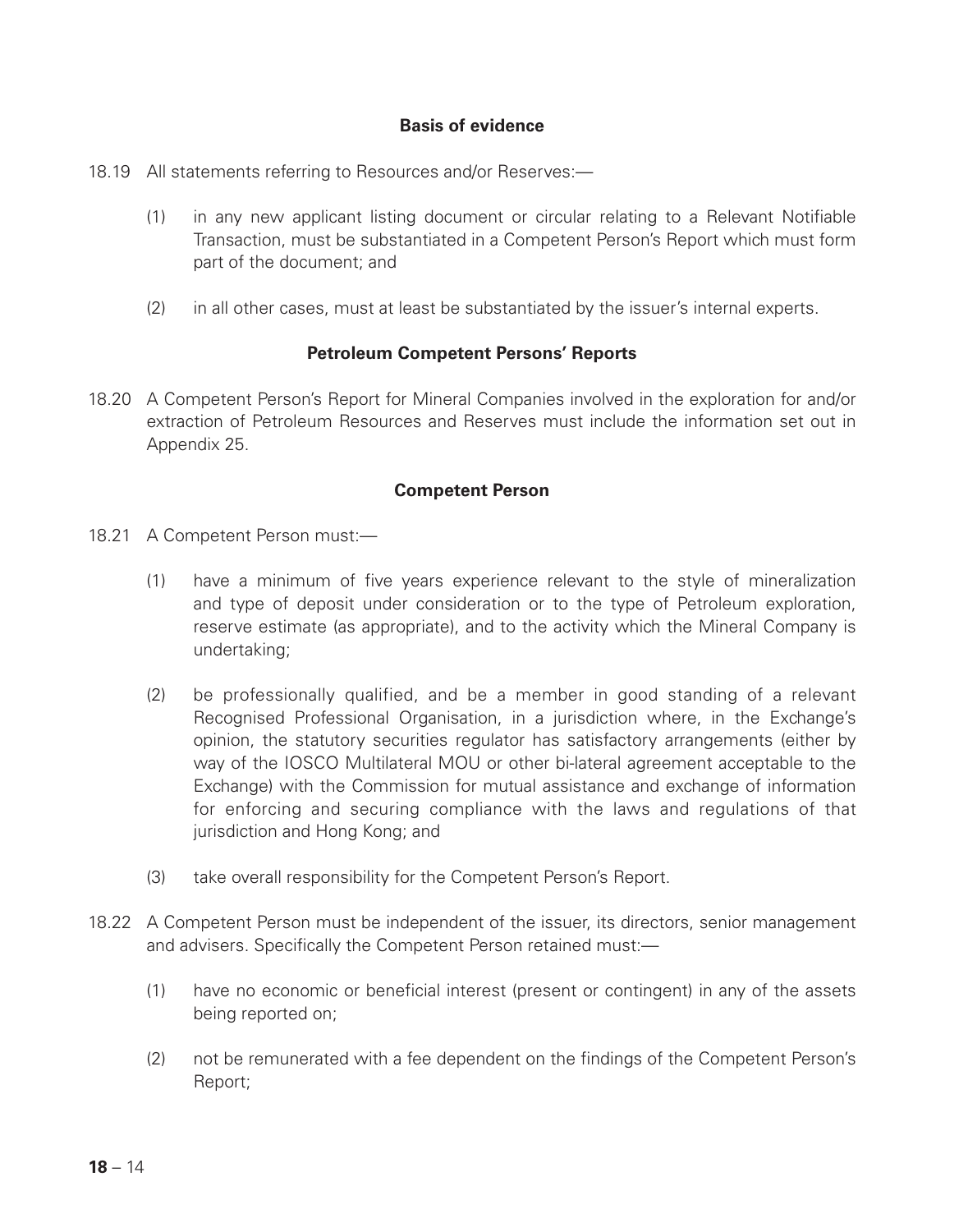**Basis of evidence**

18.19 All statements referring to Resources and/or Reserves:—

(1) in any new applicant listing document or circular relating to a Relevant Notifiable Transaction, must be substantiated in a Competent Person's Report which must form part of the document; and

(2) in all other cases, must at least be substantiated by the issuer's internal experts.

**Petroleum Competent Persons' Reports**

18.20 A Competent Person's Report for Mineral Companies involved in the exploration for and/or extraction of Petroleum Resources and Reserves must include the information set out in Appendix 25.

**Competent Person**

18.21 A Competent Person must:—

(1) have a minimum of five years experience relevant to the style of mineralization and type of deposit under consideration or to the type of Petroleum exploration, reserve estimate (as appropriate), and to the activity which the Mineral Company is undertaking;

(2) be professionally qualified, and be a member in good standing of a relevant Recognised Professional Organisation, in a jurisdiction where, in the Exchange's opinion, the statutory securities regulator has satisfactory arrangements (either by way of the IOSCO Multilateral MOU or other bi-lateral agreement acceptable to the Exchange) with the Commission for mutual assistance and exchange of information for enforcing and securing compliance with the laws and regulations of that jurisdiction and Hong Kong; and

(3) take overall responsibility for the Competent Person's Report.

18.22 A Competent Person must be independent of the issuer, its directors, senior management and advisers. Specifically the Competent Person retained must:—

(1) have no economic or beneficial interest (present or contingent) in any of the assets being reported on;

(2) not be remunerated with a fee dependent on the findings of the Competent Person's Report;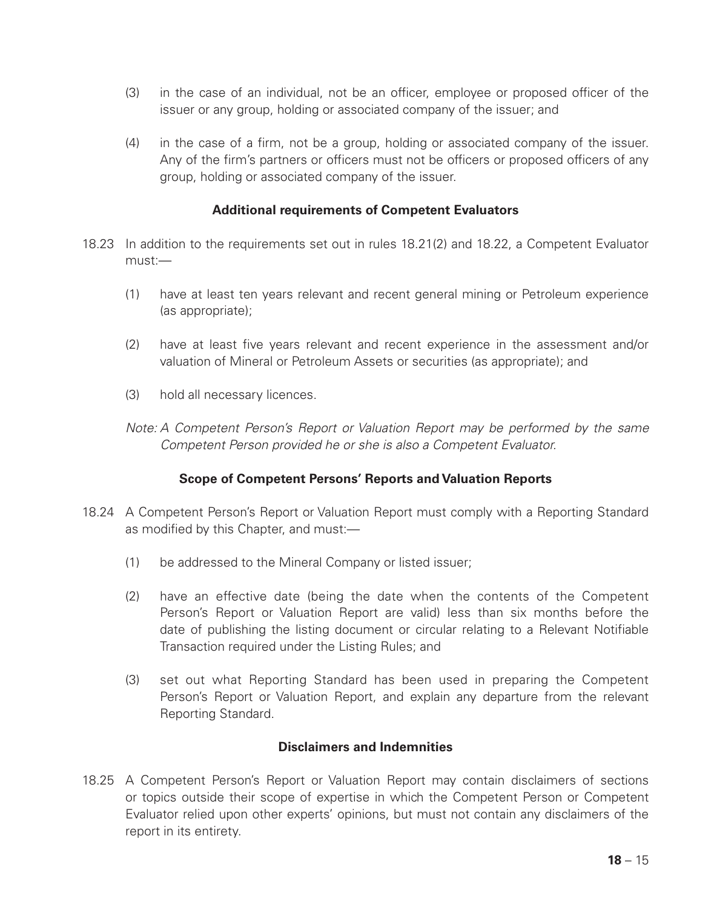(3) in the case of an individual, not be an officer, employee or proposed officer of the issuer or any group, holding or associated company of the issuer; and

(4) in the case of a firm, not be a group, holding or associated company of the issuer. Any of the firm's partners or officers must not be officers or proposed officers of any group, holding or associated company of the issuer.

### Additional requirements of Competent Evaluators

18.23 In addition to the requirements set out in rules 18.21(2) and 18.22, a Competent Evaluator must:—

(1) have at least ten years relevant and recent general mining or Petroleum experience (as appropriate);

(2) have at least five years relevant and recent experience in the assessment and/or valuation of Mineral or Petroleum Assets or securities (as appropriate); and

(3) hold all necessary licences.

*Note: A Competent Person's Report or Valuation Report may be performed by the same Competent Person provided he or she is also a Competent Evaluator.*

### Scope of Competent Persons' Reports and Valuation Reports

18.24 A Competent Person's Report or Valuation Report must comply with a Reporting Standard as modified by this Chapter, and must:—

(1) be addressed to the Mineral Company or listed issuer;

(2) have an effective date (being the date when the contents of the Competent Person's Report or Valuation Report are valid) less than six months before the date of publishing the listing document or circular relating to a Relevant Notifiable Transaction required under the Listing Rules; and

(3) set out what Reporting Standard has been used in preparing the Competent Person's Report or Valuation Report, and explain any departure from the relevant Reporting Standard.

### Disclaimers and Indemnities

18.25 A Competent Person's Report or Valuation Report may contain disclaimers of sections or topics outside their scope of expertise in which the Competent Person or Competent Evaluator relied upon other experts' opinions, but must not contain any disclaimers of the report in its entirety.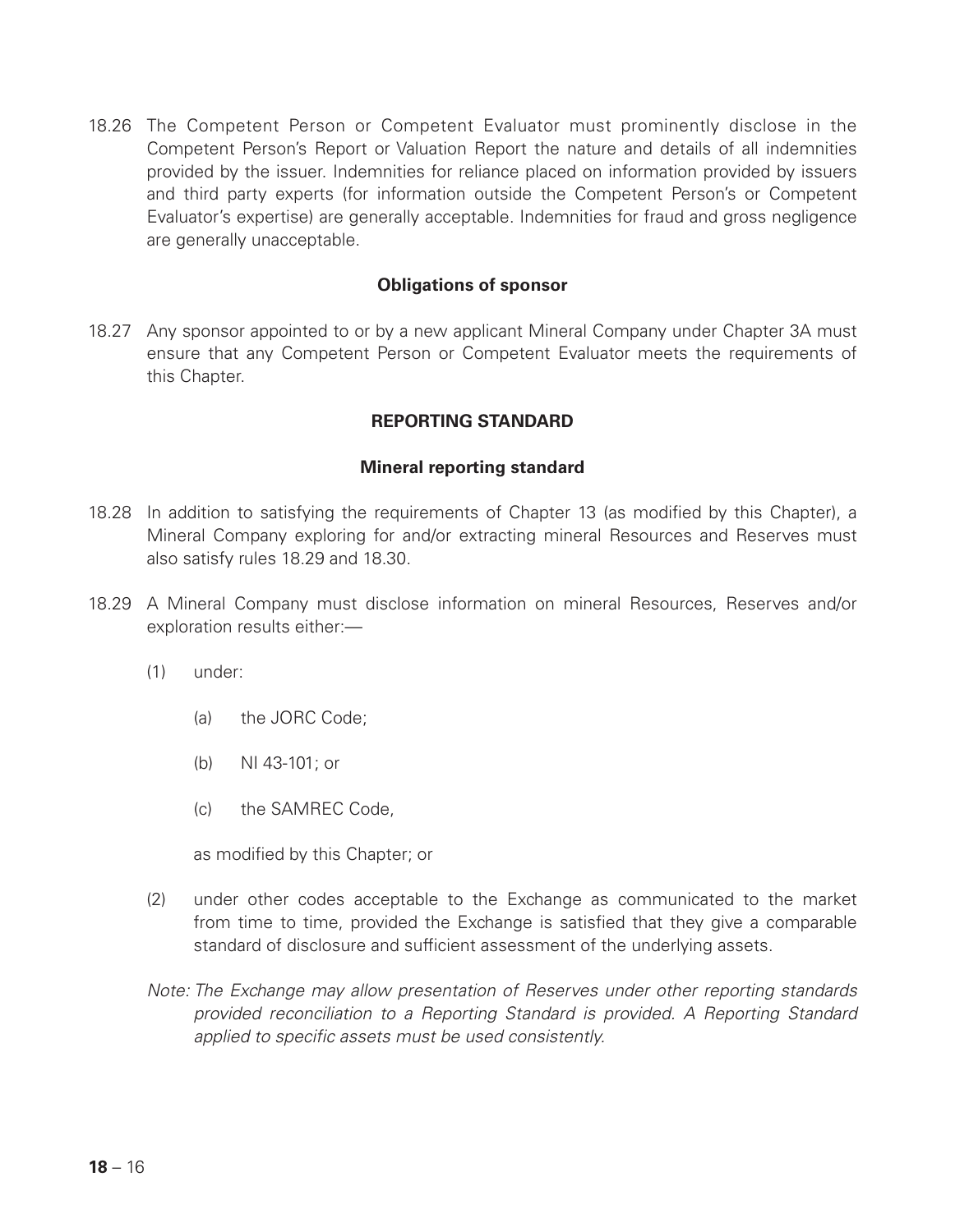18.26 The Competent Person or Competent Evaluator must prominently disclose in the Competent Person's Report or Valuation Report the nature and details of all indemnities provided by the issuer. Indemnities for reliance placed on information provided by issuers and third party experts (for information outside the Competent Person's or Competent Evaluator's expertise) are generally acceptable. Indemnities for fraud and gross negligence are generally unacceptable.

### Obligations of sponsor

18.27 Any sponsor appointed to or by a new applicant Mineral Company under Chapter 3A must ensure that any Competent Person or Competent Evaluator meets the requirements of this Chapter.

## REPORTING STANDARD

### Mineral reporting standard

18.28 In addition to satisfying the requirements of Chapter 13 (as modified by this Chapter), a Mineral Company exploring for and/or extracting mineral Resources and Reserves must also satisfy rules 18.29 and 18.30.

18.29 A Mineral Company must disclose information on mineral Resources, Reserves and/or exploration results either:—

(1) under:

(a) the JORC Code;

(b) NI 43-101; or

(c) the SAMREC Code,

as modified by this Chapter; or

(2) under other codes acceptable to the Exchange as communicated to the market from time to time, provided the Exchange is satisfied that they give a comparable standard of disclosure and sufficient assessment of the underlying assets.

*Note: The Exchange may allow presentation of Reserves under other reporting standards provided reconciliation to a Reporting Standard is provided. A Reporting Standard applied to specific assets must be used consistently.*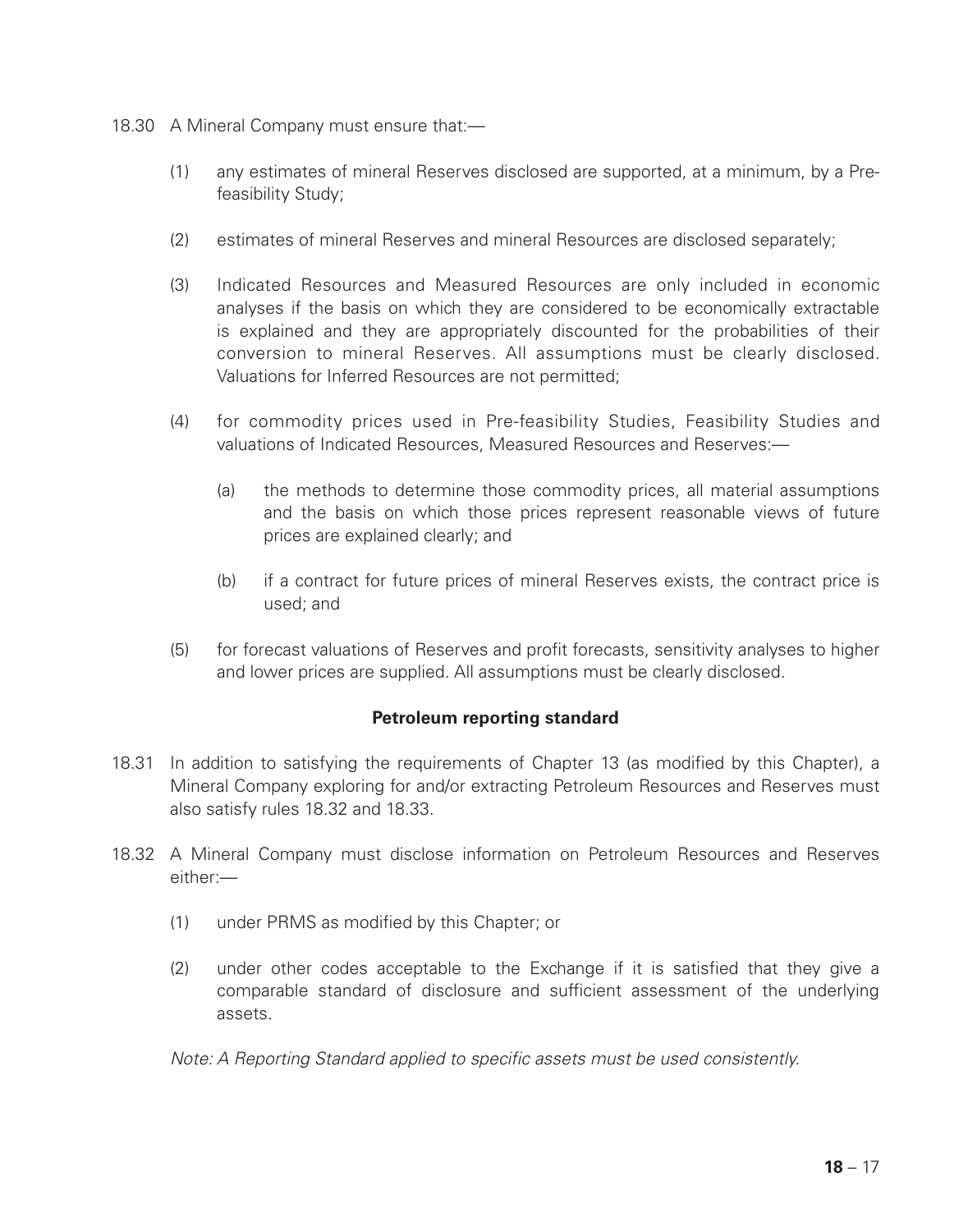18.30 A Mineral Company must ensure that:—

(1) any estimates of mineral Reserves disclosed are supported, at a minimum, by a Pre-feasibility Study;

(2) estimates of mineral Reserves and mineral Resources are disclosed separately;

(3) Indicated Resources and Measured Resources are only included in economic analyses if the basis on which they are considered to be economically extractable is explained and they are appropriately discounted for the probabilities of their conversion to mineral Reserves. All assumptions must be clearly disclosed. Valuations for Inferred Resources are not permitted;

(4) for commodity prices used in Pre-feasibility Studies, Feasibility Studies and valuations of Indicated Resources, Measured Resources and Reserves:—

   (a) the methods to determine those commodity prices, all material assumptions and the basis on which those prices represent reasonable views of future prices are explained clearly; and

   (b) if a contract for future prices of mineral Reserves exists, the contract price is used; and

(5) for forecast valuations of Reserves and profit forecasts, sensitivity analyses to higher and lower prices are supplied. All assumptions must be clearly disclosed.

**Petroleum reporting standard**

18.31 In addition to satisfying the requirements of Chapter 13 (as modified by this Chapter), a Mineral Company exploring for and/or extracting Petroleum Resources and Reserves must also satisfy rules 18.32 and 18.33.

18.32 A Mineral Company must disclose information on Petroleum Resources and Reserves either:—

(1) under PRMS as modified by this Chapter; or

(2) under other codes acceptable to the Exchange if it is satisfied that they give a comparable standard of disclosure and sufficient assessment of the underlying assets.

*Note: A Reporting Standard applied to specific assets must be used consistently.*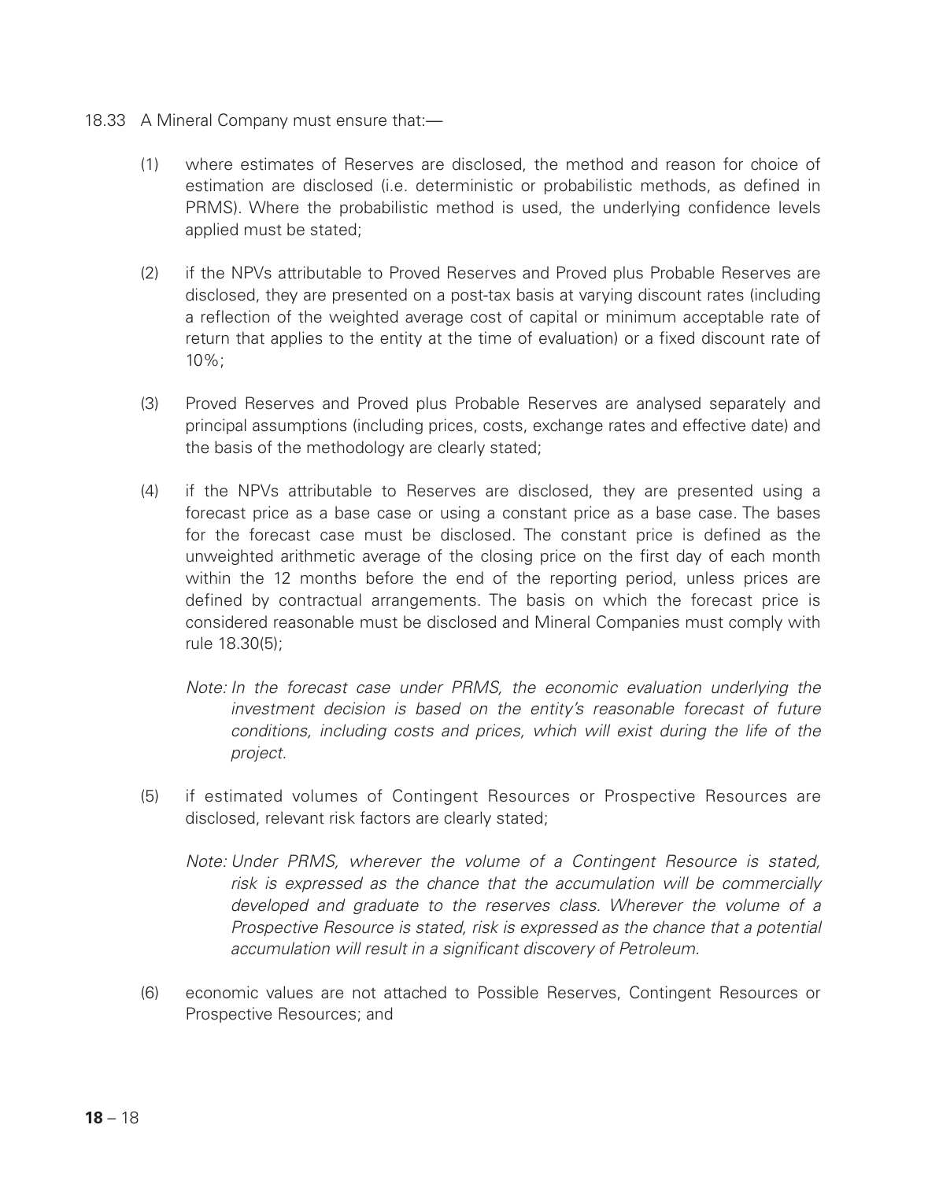18.33 A Mineral Company must ensure that:—

(1) where estimates of Reserves are disclosed, the method and reason for choice of estimation are disclosed (i.e. deterministic or probabilistic methods, as defined in PRMS). Where the probabilistic method is used, the underlying confidence levels applied must be stated;

(2) if the NPVs attributable to Proved Reserves and Proved plus Probable Reserves are disclosed, they are presented on a post-tax basis at varying discount rates (including a reflection of the weighted average cost of capital or minimum acceptable rate of return that applies to the entity at the time of evaluation) or a fixed discount rate of 10%;

(3) Proved Reserves and Proved plus Probable Reserves are analysed separately and principal assumptions (including prices, costs, exchange rates and effective date) and the basis of the methodology are clearly stated;

(4) if the NPVs attributable to Reserves are disclosed, they are presented using a forecast price as a base case or using a constant price as a base case. The bases for the forecast case must be disclosed. The constant price is defined as the unweighted arithmetic average of the closing price on the first day of each month within the 12 months before the end of the reporting period, unless prices are defined by contractual arrangements. The basis on which the forecast price is considered reasonable must be disclosed and Mineral Companies must comply with rule 18.30(5);

*Note: In the forecast case under PRMS, the economic evaluation underlying the investment decision is based on the entity's reasonable forecast of future conditions, including costs and prices, which will exist during the life of the project.*

(5) if estimated volumes of Contingent Resources or Prospective Resources are disclosed, relevant risk factors are clearly stated;

*Note: Under PRMS, wherever the volume of a Contingent Resource is stated, risk is expressed as the chance that the accumulation will be commercially developed and graduate to the reserves class. Wherever the volume of a Prospective Resource is stated, risk is expressed as the chance that a potential accumulation will result in a significant discovery of Petroleum.*

(6) economic values are not attached to Possible Reserves, Contingent Resources or Prospective Resources; and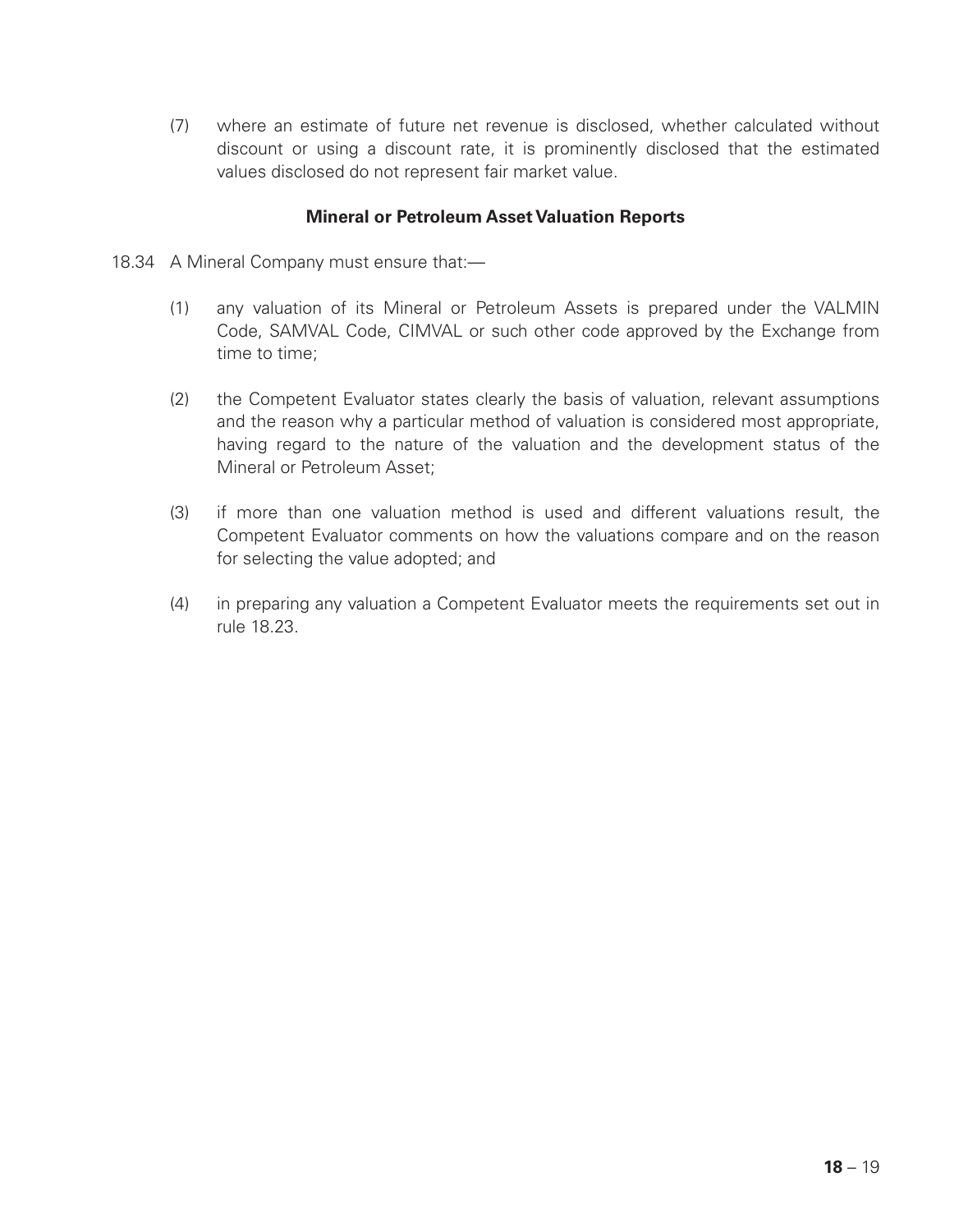(7) where an estimate of future net revenue is disclosed, whether calculated without discount or using a discount rate, it is prominently disclosed that the estimated values disclosed do not represent fair market value.

### Mineral or Petroleum Asset Valuation Reports

18.34 A Mineral Company must ensure that:—

(1) any valuation of its Mineral or Petroleum Assets is prepared under the VALMIN Code, SAMVAL Code, CIMVAL or such other code approved by the Exchange from time to time;

(2) the Competent Evaluator states clearly the basis of valuation, relevant assumptions and the reason why a particular method of valuation is considered most appropriate, having regard to the nature of the valuation and the development status of the Mineral or Petroleum Asset;

(3) if more than one valuation method is used and different valuations result, the Competent Evaluator comments on how the valuations compare and on the reason for selecting the value adopted; and

(4) in preparing any valuation a Competent Evaluator meets the requirements set out in rule 18.23.